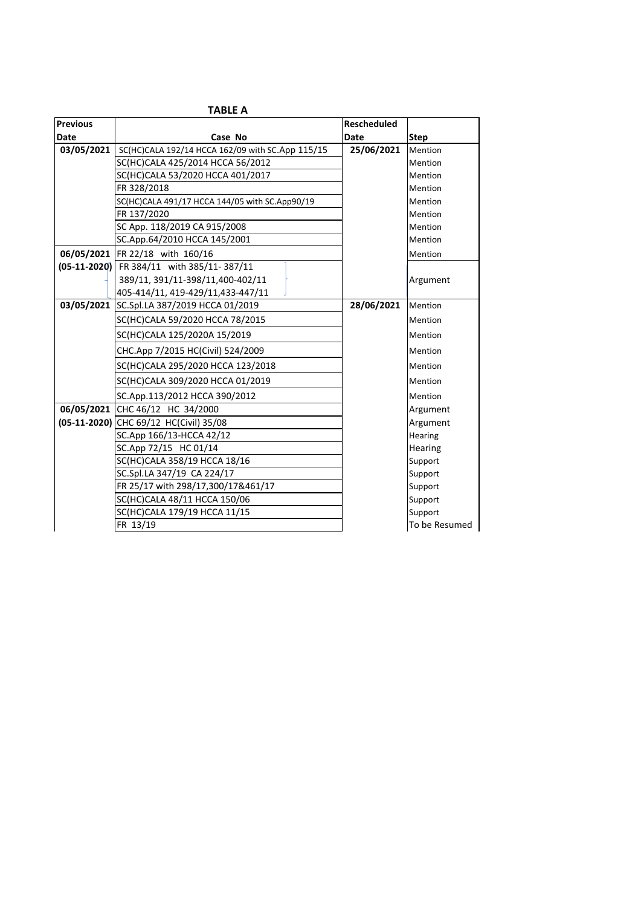**TABLE A**

| Previous Date | Case No | Rescheduled Date | Step |
|---|---|---|---|
| **03/05/2021** | SC(HC)CALA 192/14 HCCA 162/09 with SC.App 115/15 | **25/06/2021** | Mention |
| | SC(HC)CALA 425/2014 HCCA 56/2012 | | Mention |
| | SC(HC)CALA 53/2020 HCCA 401/2017 | | Mention |
| | FR 328/2018 | | Mention |
| | SC(HC)CALA 491/17 HCCA 144/05 with SC.App90/19 | | Mention |
| | FR 137/2020 | | Mention |
| | SC App. 118/2019 CA 915/2008 | | Mention |
| | SC.App.64/2010 HCCA 145/2001 | | Mention |
| **06/05/2021** | FR 22/18 with 160/16 | | Mention |
| **(05-11-2020)** | FR 384/11 with 385/11- 387/11 389/11, 391/11-398/11,400-402/11 405-414/11, 419-429/11,433-447/11 | | Argument |
| **03/05/2021** | SC.Spl.LA 387/2019 HCCA 01/2019 | **28/06/2021** | Mention |
| | SC(HC)CALA 59/2020 HCCA 78/2015 | | Mention |
| | SC(HC)CALA 125/2020A 15/2019 | | Mention |
| | CHC.App 7/2015 HC(Civil) 524/2009 | | Mention |
| | SC(HC)CALA 295/2020 HCCA 123/2018 | | Mention |
| | SC(HC)CALA 309/2020 HCCA 01/2019 | | Mention |
| | SC.App.113/2012 HCCA 390/2012 | | Mention |
| **06/05/2021** | CHC 46/12 HC 34/2000 | | Argument |
| **(05-11-2020)** | CHC 69/12 HC(Civil) 35/08 | | Argument |
| | SC.App 166/13-HCCA 42/12 | | Hearing |
| | SC.App 72/15 HC 01/14 | | Hearing |
| | SC(HC)CALA 358/19 HCCA 18/16 | | Support |
| | SC.Spl.LA 347/19 CA 224/17 | | Support |
| | FR 25/17 with 298/17,300/17&461/17 | | Support |
| | SC(HC)CALA 48/11 HCCA 150/06 | | Support |
| | SC(HC)CALA 179/19 HCCA 11/15 | | Support |
| | FR 13/19 | | To be Resumed |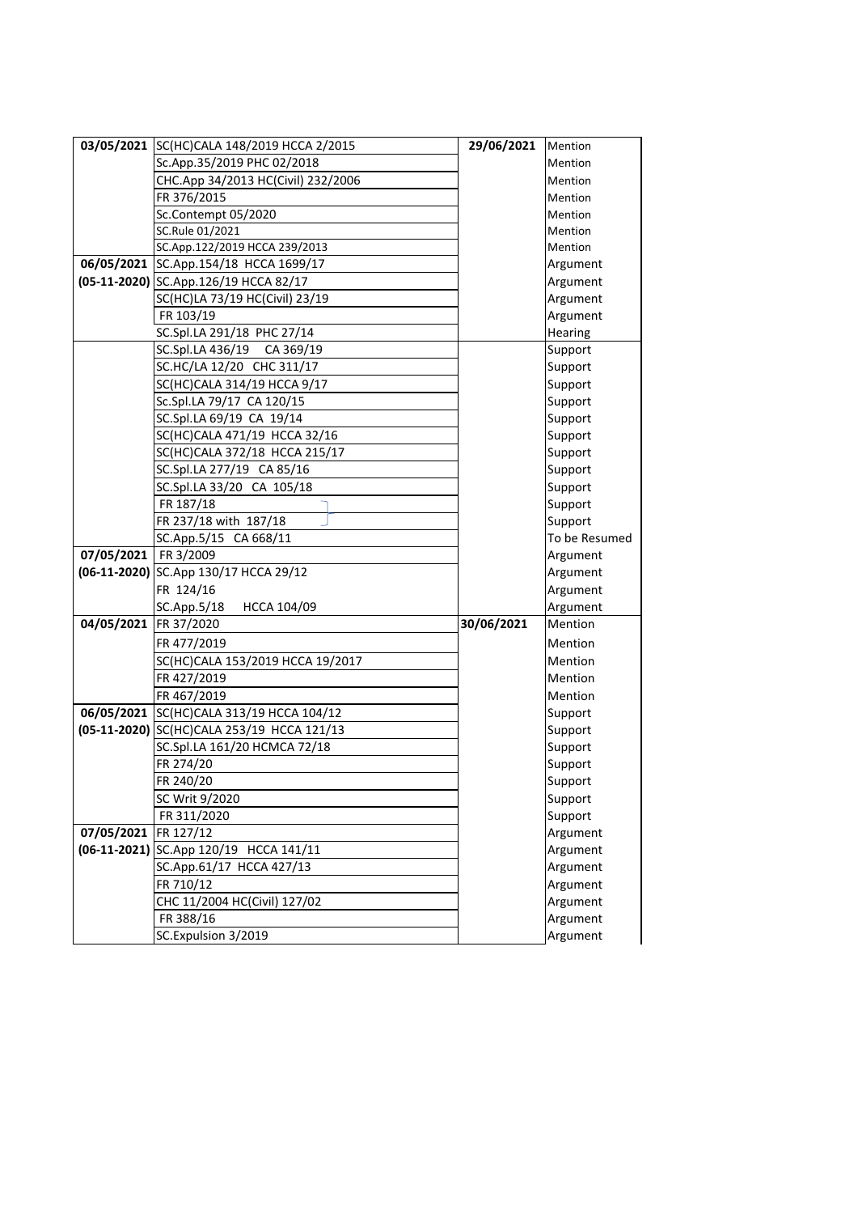| | | | |
|---|---|---|---|
| 03/05/2021 | SC(HC)CALA 148/2019 HCCA 2/2015 | 29/06/2021 | Mention |
| | Sc.App.35/2019 PHC 02/2018 | | Mention |
| | CHC.App 34/2013 HC(Civil) 232/2006 | | Mention |
| | FR 376/2015 | | Mention |
| | Sc.Contempt 05/2020 | | Mention |
| | SC.Rule 01/2021 | | Mention |
| | SC.App.122/2019 HCCA 239/2013 | | Mention |
| 06/05/2021 | SC.App.154/18 HCCA 1699/17 | | Argument |
| (05-11-2020) | SC.App.126/19 HCCA 82/17 | | Argument |
| | SC(HC)LA 73/19 HC(Civil) 23/19 | | Argument |
| | FR 103/19 | | Argument |
| | SC.Spl.LA 291/18 PHC 27/14 | | Hearing |
| | SC.Spl.LA 436/19 CA 369/19 | | Support |
| | SC.HC/LA 12/20 CHC 311/17 | | Support |
| | SC(HC)CALA 314/19 HCCA 9/17 | | Support |
| | Sc.Spl.LA 79/17 CA 120/15 | | Support |
| | SC.Spl.LA 69/19 CA 19/14 | | Support |
| | SC(HC)CALA 471/19 HCCA 32/16 | | Support |
| | SC(HC)CALA 372/18 HCCA 215/17 | | Support |
| | SC.Spl.LA 277/19 CA 85/16 | | Support |
| | SC.Spl.LA 33/20 CA 105/18 | | Support |
| | FR 187/18 | | Support |
| | FR 237/18 with 187/18 | | Support |
| | SC.App.5/15 CA 668/11 | | To be Resumed |
| 07/05/2021 | FR 3/2009 | | Argument |
| (06-11-2020) | SC.App 130/17 HCCA 29/12 | | Argument |
| | FR 124/16 | | Argument |
| | SC.App.5/18 HCCA 104/09 | | Argument |
| 04/05/2021 | FR 37/2020 | 30/06/2021 | Mention |
| | FR 477/2019 | | Mention |
| | SC(HC)CALA 153/2019 HCCA 19/2017 | | Mention |
| | FR 427/2019 | | Mention |
| | FR 467/2019 | | Mention |
| 06/05/2021 | SC(HC)CALA 313/19 HCCA 104/12 | | Support |
| (05-11-2020) | SC(HC)CALA 253/19 HCCA 121/13 | | Support |
| | SC.Spl.LA 161/20 HCMCA 72/18 | | Support |
| | FR 274/20 | | Support |
| | FR 240/20 | | Support |
| | SC Writ 9/2020 | | Support |
| | FR 311/2020 | | Support |
| 07/05/2021 | FR 127/12 | | Argument |
| (06-11-2021) | SC.App 120/19 HCCA 141/11 | | Argument |
| | SC.App.61/17 HCCA 427/13 | | Argument |
| | FR 710/12 | | Argument |
| | CHC 11/2004 HC(Civil) 127/02 | | Argument |
| | FR 388/16 | | Argument |
| | SC.Expulsion 3/2019 | | Argument |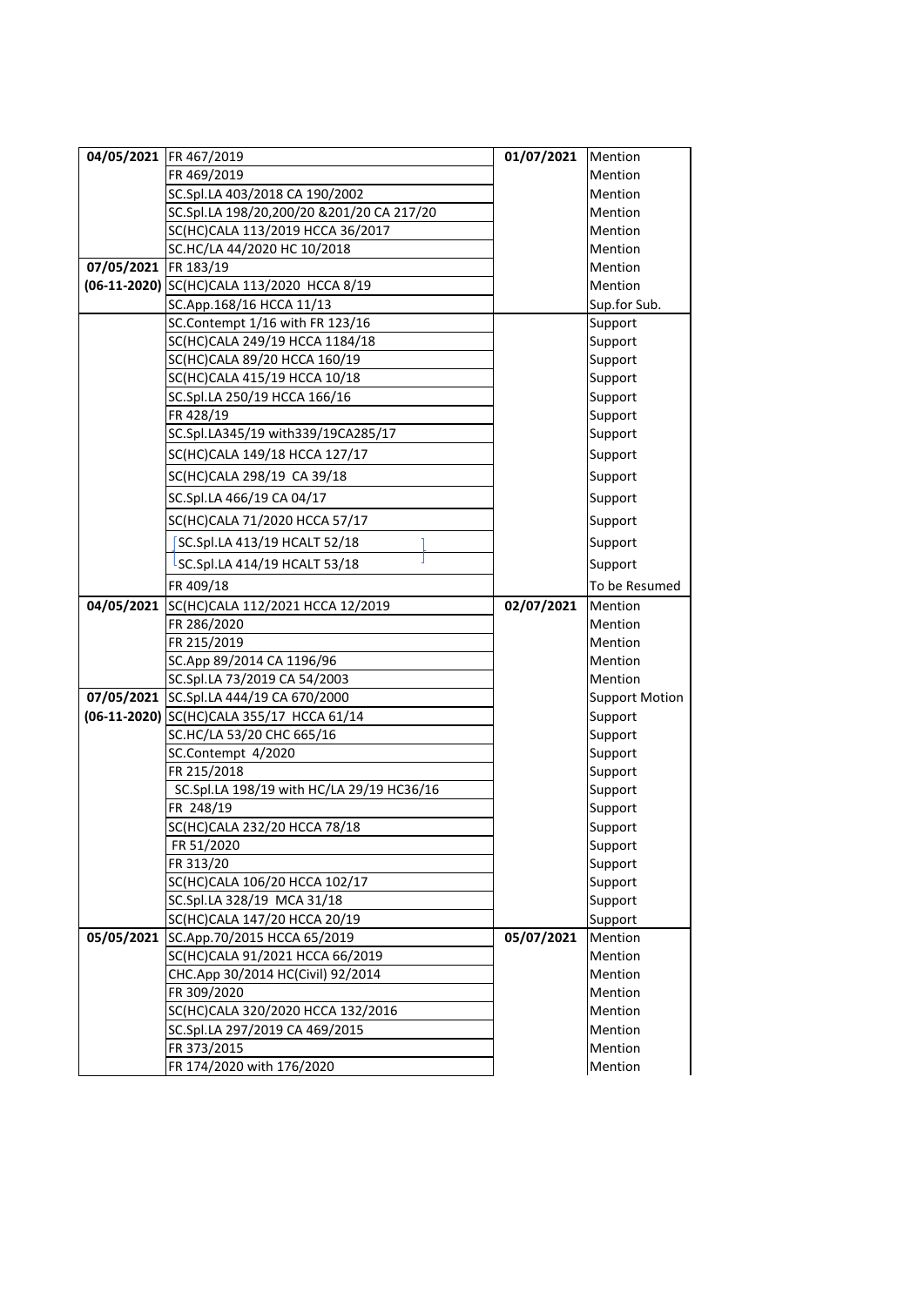| | | | |
|---|---|---|---|
| 04/05/2021 | FR 467/2019 | 01/07/2021 | Mention |
| | FR 469/2019 | | Mention |
| | SC.Spl.LA 403/2018 CA 190/2002 | | Mention |
| | SC.Spl.LA 198/20,200/20 &201/20 CA 217/20 | | Mention |
| | SC(HC)CALA 113/2019 HCCA 36/2017 | | Mention |
| | SC.HC/LA 44/2020 HC 10/2018 | | Mention |
| 07/05/2021 | FR 183/19 | | Mention |
| (06-11-2020) | SC(HC)CALA 113/2020 HCCA 8/19 | | Mention |
| | SC.App.168/16 HCCA 11/13 | | Sup.for Sub. |
| | SC.Contempt 1/16 with FR 123/16 | | Support |
| | SC(HC)CALA 249/19 HCCA 1184/18 | | Support |
| | SC(HC)CALA 89/20 HCCA 160/19 | | Support |
| | SC(HC)CALA 415/19 HCCA 10/18 | | Support |
| | SC.Spl.LA 250/19 HCCA 166/16 | | Support |
| | FR 428/19 | | Support |
| | SC.Spl.LA345/19 with339/19CA285/17 | | Support |
| | SC(HC)CALA 149/18 HCCA 127/17 | | Support |
| | SC(HC)CALA 298/19 CA 39/18 | | Support |
| | SC.Spl.LA 466/19 CA 04/17 | | Support |
| | SC(HC)CALA 71/2020 HCCA 57/17 | | Support |
| | SC.Spl.LA 413/19 HCALT 52/18 | | Support |
| | SC.Spl.LA 414/19 HCALT 53/18 | | Support |
| | FR 409/18 | | To be Resumed |
| 04/05/2021 | SC(HC)CALA 112/2021 HCCA 12/2019 | 02/07/2021 | Mention |
| | FR 286/2020 | | Mention |
| | FR 215/2019 | | Mention |
| | SC.App 89/2014 CA 1196/96 | | Mention |
| | SC.Spl.LA 73/2019 CA 54/2003 | | Mention |
| 07/05/2021 | SC.Spl.LA 444/19 CA 670/2000 | | Support Motion |
| (06-11-2020) | SC(HC)CALA 355/17 HCCA 61/14 | | Support |
| | SC.HC/LA 53/20 CHC 665/16 | | Support |
| | SC.Contempt 4/2020 | | Support |
| | FR 215/2018 | | Support |
| | SC.Spl.LA 198/19 with HC/LA 29/19 HC36/16 | | Support |
| | FR 248/19 | | Support |
| | SC(HC)CALA 232/20 HCCA 78/18 | | Support |
| | FR 51/2020 | | Support |
| | FR 313/20 | | Support |
| | SC(HC)CALA 106/20 HCCA 102/17 | | Support |
| | SC.Spl.LA 328/19 MCA 31/18 | | Support |
| | SC(HC)CALA 147/20 HCCA 20/19 | | Support |
| 05/05/2021 | SC.App.70/2015 HCCA 65/2019 | 05/07/2021 | Mention |
| | SC(HC)CALA 91/2021 HCCA 66/2019 | | Mention |
| | CHC.App 30/2014 HC(Civil) 92/2014 | | Mention |
| | FR 309/2020 | | Mention |
| | SC(HC)CALA 320/2020 HCCA 132/2016 | | Mention |
| | SC.Spl.LA 297/2019 CA 469/2015 | | Mention |
| | FR 373/2015 | | Mention |
| | FR 174/2020 with 176/2020 | | Mention |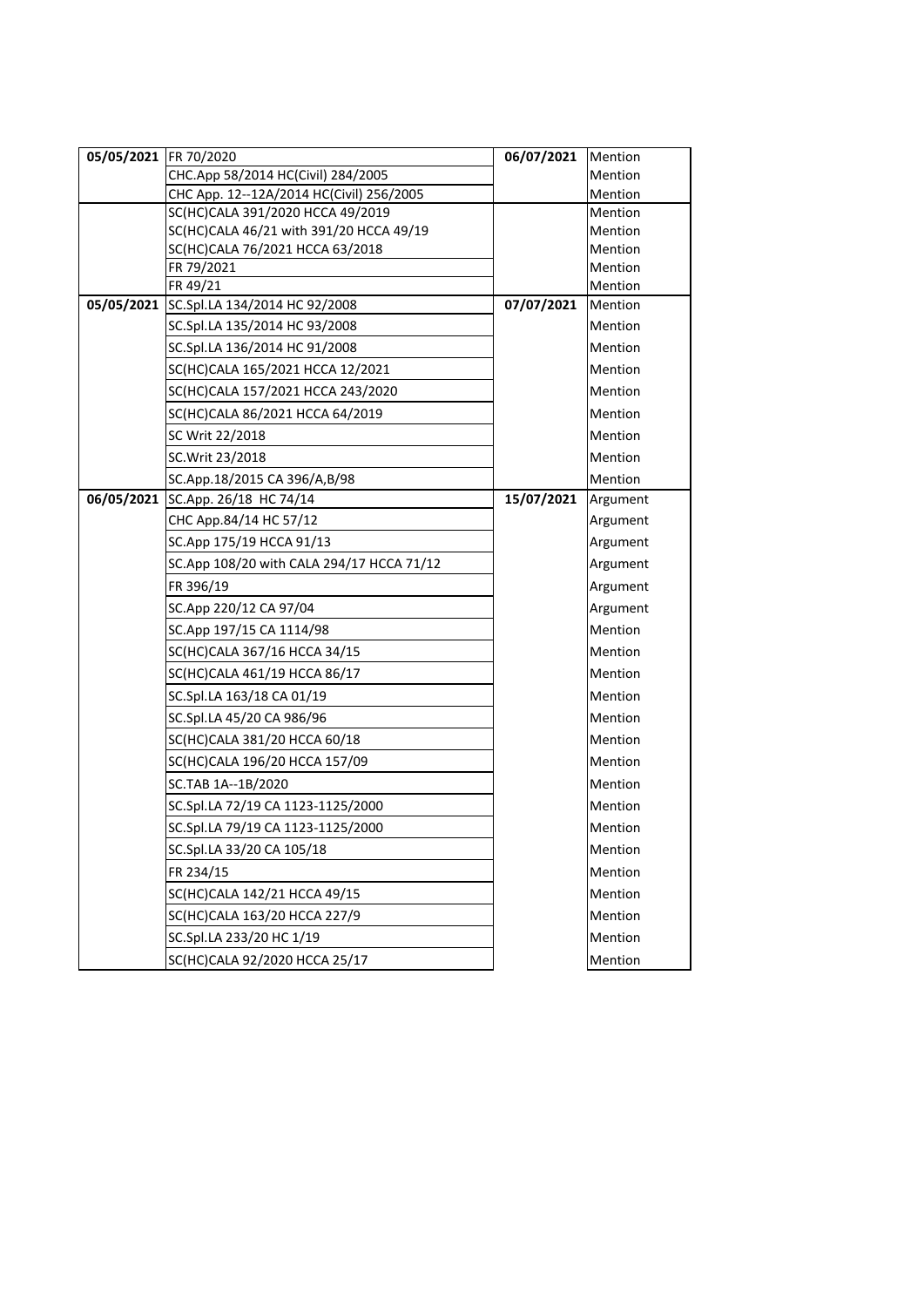| | | | |
|---|---|---|---|
| **05/05/2021** | FR 70/2020 | **06/07/2021** | Mention |
| | CHC.App 58/2014 HC(Civil) 284/2005 | | Mention |
| | CHC App. 12--12A/2014 HC(Civil) 256/2005 | | Mention |
| | SC(HC)CALA 391/2020 HCCA 49/2019 | | Mention |
| | SC(HC)CALA 46/21 with 391/20 HCCA 49/19 | | Mention |
| | SC(HC)CALA 76/2021 HCCA 63/2018 | | Mention |
| | FR 79/2021 | | Mention |
| | FR 49/21 | | Mention |
| **05/05/2021** | SC.Spl.LA 134/2014 HC 92/2008 | **07/07/2021** | Mention |
| | SC.Spl.LA 135/2014 HC 93/2008 | | Mention |
| | SC.Spl.LA 136/2014 HC 91/2008 | | Mention |
| | SC(HC)CALA 165/2021 HCCA 12/2021 | | Mention |
| | SC(HC)CALA 157/2021 HCCA 243/2020 | | Mention |
| | SC(HC)CALA 86/2021 HCCA 64/2019 | | Mention |
| | SC Writ 22/2018 | | Mention |
| | SC.Writ 23/2018 | | Mention |
| | SC.App.18/2015 CA 396/A,B/98 | | Mention |
| **06/05/2021** | SC.App. 26/18 HC 74/14 | **15/07/2021** | Argument |
| | CHC App.84/14 HC 57/12 | | Argument |
| | SC.App 175/19 HCCA 91/13 | | Argument |
| | SC.App 108/20 with CALA 294/17 HCCA 71/12 | | Argument |
| | FR 396/19 | | Argument |
| | SC.App 220/12 CA 97/04 | | Argument |
| | SC.App 197/15 CA 1114/98 | | Mention |
| | SC(HC)CALA 367/16 HCCA 34/15 | | Mention |
| | SC(HC)CALA 461/19 HCCA 86/17 | | Mention |
| | SC.Spl.LA 163/18 CA 01/19 | | Mention |
| | SC.Spl.LA 45/20 CA 986/96 | | Mention |
| | SC(HC)CALA 381/20 HCCA 60/18 | | Mention |
| | SC(HC)CALA 196/20 HCCA 157/09 | | Mention |
| | SC.TAB 1A--1B/2020 | | Mention |
| | SC.Spl.LA 72/19 CA 1123-1125/2000 | | Mention |
| | SC.Spl.LA 79/19 CA 1123-1125/2000 | | Mention |
| | SC.Spl.LA 33/20 CA 105/18 | | Mention |
| | FR 234/15 | | Mention |
| | SC(HC)CALA 142/21 HCCA 49/15 | | Mention |
| | SC(HC)CALA 163/20 HCCA 227/9 | | Mention |
| | SC.Spl.LA 233/20 HC 1/19 | | Mention |
| | SC(HC)CALA 92/2020 HCCA 25/17 | | Mention |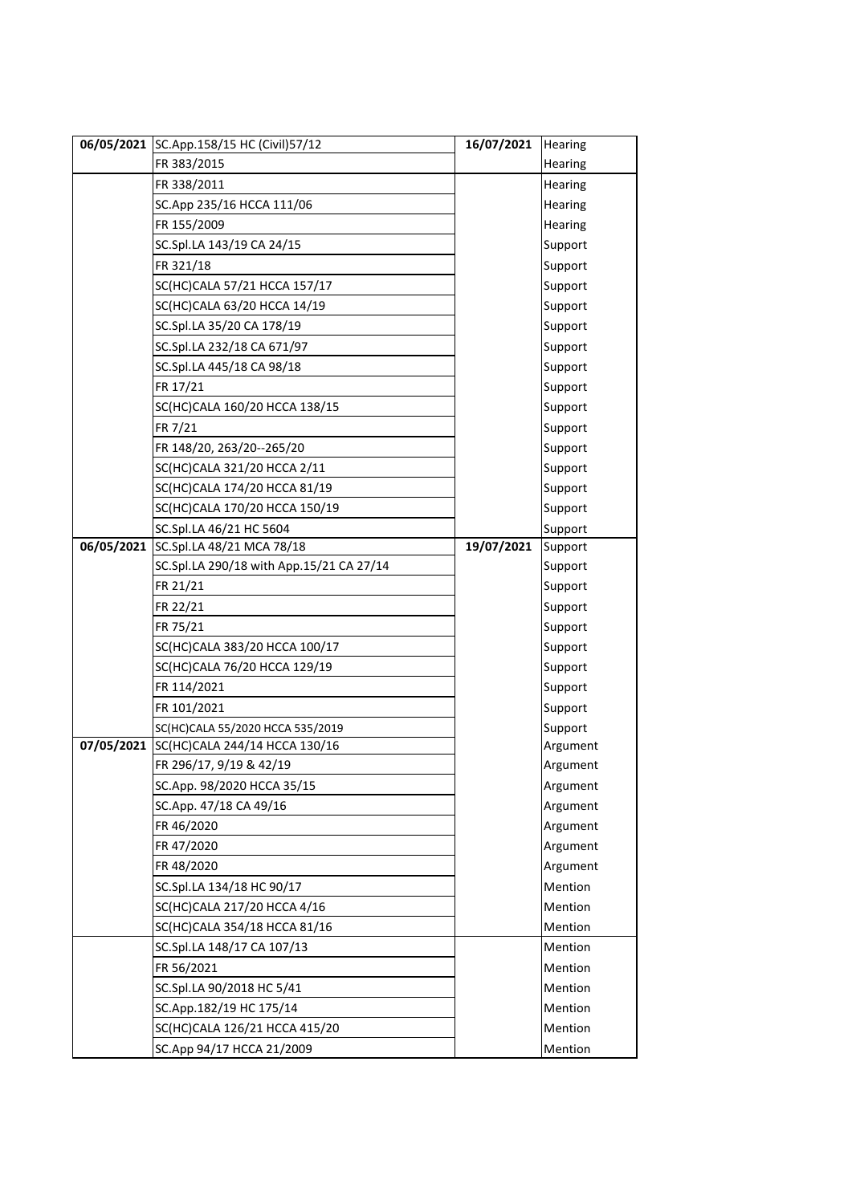| | | | |
|---|---|---|---|
| **06/05/2021** | SC.App.158/15 HC (Civil)57/12 | **16/07/2021** | Hearing |
| | FR 383/2015 | | Hearing |
| | FR 338/2011 | | Hearing |
| | SC.App 235/16 HCCA 111/06 | | Hearing |
| | FR 155/2009 | | Hearing |
| | SC.Spl.LA 143/19 CA 24/15 | | Support |
| | FR 321/18 | | Support |
| | SC(HC)CALA 57/21 HCCA 157/17 | | Support |
| | SC(HC)CALA 63/20 HCCA 14/19 | | Support |
| | SC.Spl.LA 35/20 CA 178/19 | | Support |
| | SC.Spl.LA 232/18 CA 671/97 | | Support |
| | SC.Spl.LA 445/18 CA 98/18 | | Support |
| | FR 17/21 | | Support |
| | SC(HC)CALA 160/20 HCCA 138/15 | | Support |
| | FR 7/21 | | Support |
| | FR 148/20, 263/20--265/20 | | Support |
| | SC(HC)CALA 321/20 HCCA 2/11 | | Support |
| | SC(HC)CALA 174/20 HCCA 81/19 | | Support |
| | SC(HC)CALA 170/20 HCCA 150/19 | | Support |
| | SC.Spl.LA 46/21 HC 5604 | | Support |
| **06/05/2021** | SC.Spl.LA 48/21 MCA 78/18 | **19/07/2021** | Support |
| | SC.Spl.LA 290/18 with App.15/21 CA 27/14 | | Support |
| | FR 21/21 | | Support |
| | FR 22/21 | | Support |
| | FR 75/21 | | Support |
| | SC(HC)CALA 383/20 HCCA 100/17 | | Support |
| | SC(HC)CALA 76/20 HCCA 129/19 | | Support |
| | FR 114/2021 | | Support |
| | FR 101/2021 | | Support |
| | SC(HC)CALA 55/2020 HCCA 535/2019 | | Support |
| **07/05/2021** | SC(HC)CALA 244/14 HCCA 130/16 | | Argument |
| | FR 296/17, 9/19 & 42/19 | | Argument |
| | SC.App. 98/2020 HCCA 35/15 | | Argument |
| | SC.App. 47/18 CA 49/16 | | Argument |
| | FR 46/2020 | | Argument |
| | FR 47/2020 | | Argument |
| | FR 48/2020 | | Argument |
| | SC.Spl.LA 134/18 HC 90/17 | | Mention |
| | SC(HC)CALA 217/20 HCCA 4/16 | | Mention |
| | SC(HC)CALA 354/18 HCCA 81/16 | | Mention |
| | SC.Spl.LA 148/17 CA 107/13 | | Mention |
| | FR 56/2021 | | Mention |
| | SC.Spl.LA 90/2018 HC 5/41 | | Mention |
| | SC.App.182/19 HC 175/14 | | Mention |
| | SC(HC)CALA 126/21 HCCA 415/20 | | Mention |
| | SC.App 94/17 HCCA 21/2009 | | Mention |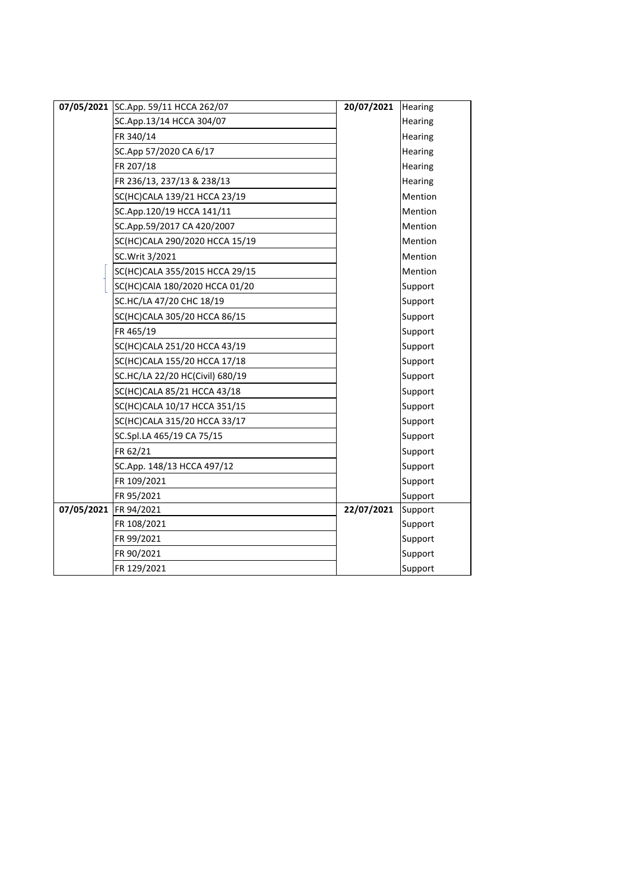| | | | |
|---|---|---|---|
| **07/05/2021** | SC.App. 59/11 HCCA 262/07 | **20/07/2021** | Hearing |
| | SC.App.13/14 HCCA 304/07 | | Hearing |
| | FR 340/14 | | Hearing |
| | SC.App 57/2020 CA 6/17 | | Hearing |
| | FR 207/18 | | Hearing |
| | FR 236/13, 237/13 & 238/13 | | Hearing |
| | SC(HC)CALA 139/21 HCCA 23/19 | | Mention |
| | SC.App.120/19 HCCA 141/11 | | Mention |
| | SC.App.59/2017 CA 420/2007 | | Mention |
| | SC(HC)CALA 290/2020 HCCA 15/19 | | Mention |
| | SC.Writ 3/2021 | | Mention |
| | SC(HC)CALA 355/2015 HCCA 29/15 | | Mention |
| | SC(HC)CAlA 180/2020 HCCA 01/20 | | Support |
| | SC.HC/LA 47/20 CHC 18/19 | | Support |
| | SC(HC)CALA 305/20 HCCA 86/15 | | Support |
| | FR 465/19 | | Support |
| | SC(HC)CALA 251/20 HCCA 43/19 | | Support |
| | SC(HC)CALA 155/20 HCCA 17/18 | | Support |
| | SC.HC/LA 22/20 HC(Civil) 680/19 | | Support |
| | SC(HC)CALA 85/21 HCCA 43/18 | | Support |
| | SC(HC)CALA 10/17 HCCA 351/15 | | Support |
| | SC(HC)CALA 315/20 HCCA 33/17 | | Support |
| | SC.Spl.LA 465/19 CA 75/15 | | Support |
| | FR 62/21 | | Support |
| | SC.App. 148/13 HCCA 497/12 | | Support |
| | FR 109/2021 | | Support |
| | FR 95/2021 | | Support |
| **07/05/2021** | FR 94/2021 | **22/07/2021** | Support |
| | FR 108/2021 | | Support |
| | FR 99/2021 | | Support |
| | FR 90/2021 | | Support |
| | FR 129/2021 | | Support |